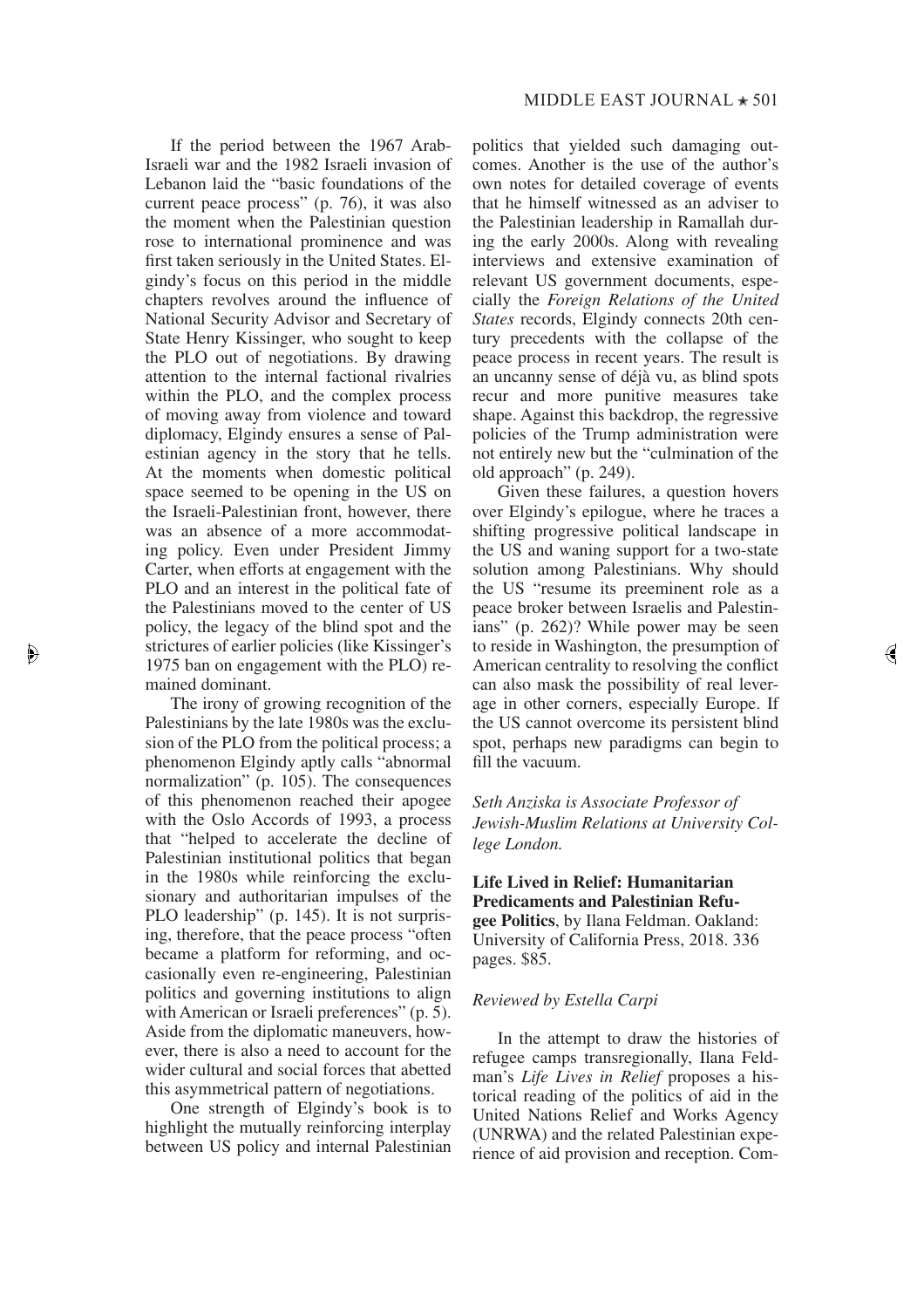If the period between the 1967 Arab-Israeli war and the 1982 Israeli invasion of Lebanon laid the "basic foundations of the current peace process" (p. 76), it was also the moment when the Palestinian question rose to international prominence and was first taken seriously in the United States. Elgindy's focus on this period in the middle chapters revolves around the influence of National Security Advisor and Secretary of State Henry Kissinger, who sought to keep the PLO out of negotiations. By drawing attention to the internal factional rivalries within the PLO, and the complex process of moving away from violence and toward diplomacy, Elgindy ensures a sense of Palestinian agency in the story that he tells. At the moments when domestic political space seemed to be opening in the US on the Israeli-Palestinian front, however, there was an absence of a more accommodating policy. Even under President Jimmy Carter, when efforts at engagement with the PLO and an interest in the political fate of the Palestinians moved to the center of US policy, the legacy of the blind spot and the strictures of earlier policies (like Kissinger's 1975 ban on engagement with the PLO) remained dominant.

The irony of growing recognition of the Palestinians by the late 1980s was the exclusion of the PLO from the political process; a phenomenon Elgindy aptly calls "abnormal normalization" (p. 105). The consequences of this phenomenon reached their apogee with the Oslo Accords of 1993, a process that "helped to accelerate the decline of Palestinian institutional politics that began in the 1980s while reinforcing the exclusionary and authoritarian impulses of the PLO leadership" (p. 145). It is not surprising, therefore, that the peace process "often became a platform for reforming, and occasionally even re-engineering, Palestinian politics and governing institutions to align with American or Israeli preferences" (p. 5). Aside from the diplomatic maneuvers, however, there is also a need to account for the wider cultural and social forces that abetted this asymmetrical pattern of negotiations.

One strength of Elgindy's book is to highlight the mutually reinforcing interplay between US policy and internal Palestinian politics that yielded such damaging outcomes. Another is the use of the author's own notes for detailed coverage of events that he himself witnessed as an adviser to the Palestinian leadership in Ramallah during the early 2000s. Along with revealing interviews and extensive examination of relevant US government documents, especially the *Foreign Relations of the United States* records, Elgindy connects 20th century precedents with the collapse of the peace process in recent years. The result is an uncanny sense of déjà vu, as blind spots recur and more punitive measures take shape. Against this backdrop, the regressive policies of the Trump administration were not entirely new but the "culmination of the old approach" (p. 249).

Given these failures, a question hovers over Elgindy's epilogue, where he traces a shifting progressive political landscape in the US and waning support for a two-state solution among Palestinians. Why should the US "resume its preeminent role as a peace broker between Israelis and Palestinians" (p. 262)? While power may be seen to reside in Washington, the presumption of American centrality to resolving the conflict can also mask the possibility of real leverage in other corners, especially Europe. If the US cannot overcome its persistent blind spot, perhaps new paradigms can begin to fill the vacuum.

*Seth Anziska is Associate Professor of Jewish-Muslim Relations at University College London.*

**Life Lived in Relief: Humanitarian Predicaments and Palestinian Refugee Politics**, by Ilana Feldman. Oakland: University of California Press, 2018. 336 pages. $85.

*Reviewed by Estella Carpi*

In the attempt to draw the histories of refugee camps transregionally, Ilana Feldman's *Life Lives in Relief* proposes a historical reading of the politics of aid in the United Nations Relief and Works Agency (UNRWA) and the related Palestinian experience of aid provision and reception. Com-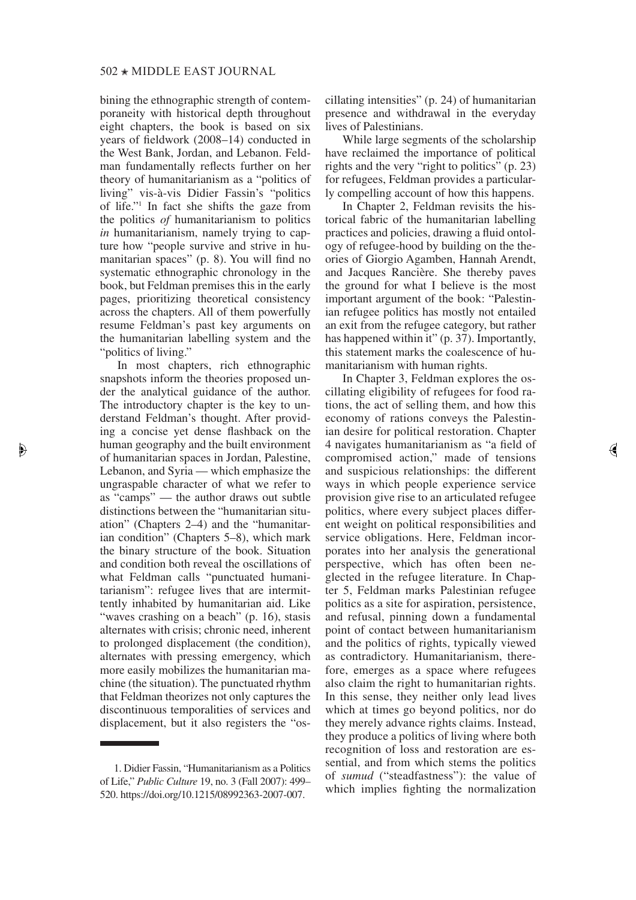bining the ethnographic strength of contemporaneity with historical depth throughout eight chapters, the book is based on six years of fieldwork (2008–14) conducted in the West Bank, Jordan, and Lebanon. Feldman fundamentally reflects further on her theory of humanitarianism as a "politics of living" vis-à-vis Didier Fassin's "politics of life."[1] In fact she shifts the gaze from the politics *of* humanitarianism to politics *in* humanitarianism, namely trying to capture how "people survive and strive in humanitarian spaces" (p. 8). You will find no systematic ethnographic chronology in the book, but Feldman premises this in the early pages, prioritizing theoretical consistency across the chapters. All of them powerfully resume Feldman's past key arguments on the humanitarian labelling system and the "politics of living."

In most chapters, rich ethnographic snapshots inform the theories proposed under the analytical guidance of the author. The introductory chapter is the key to understand Feldman's thought. After providing a concise yet dense flashback on the human geography and the built environment of humanitarian spaces in Jordan, Palestine, Lebanon, and Syria — which emphasize the ungraspable character of what we refer to as "camps" — the author draws out subtle distinctions between the "humanitarian situation" (Chapters 2–4) and the "humanitarian condition" (Chapters 5–8), which mark the binary structure of the book. Situation and condition both reveal the oscillations of what Feldman calls "punctuated humanitarianism": refugee lives that are intermittently inhabited by humanitarian aid. Like "waves crashing on a beach" (p. 16), stasis alternates with crisis; chronic need, inherent to prolonged displacement (the condition), alternates with pressing emergency, which more easily mobilizes the humanitarian machine (the situation). The punctuated rhythm that Feldman theorizes not only captures the discontinuous temporalities of services and displacement, but it also registers the "oscillating intensities" (p. 24) of humanitarian presence and withdrawal in the everyday lives of Palestinians.

While large segments of the scholarship have reclaimed the importance of political rights and the very "right to politics" (p. 23) for refugees, Feldman provides a particularly compelling account of how this happens.

In Chapter 2, Feldman revisits the historical fabric of the humanitarian labelling practices and policies, drawing a fluid ontology of refugee-hood by building on the theories of Giorgio Agamben, Hannah Arendt, and Jacques Rancière. She thereby paves the ground for what I believe is the most important argument of the book: "Palestinian refugee politics has mostly not entailed an exit from the refugee category, but rather has happened within it" (p. 37). Importantly, this statement marks the coalescence of humanitarianism with human rights.

In Chapter 3, Feldman explores the oscillating eligibility of refugees for food rations, the act of selling them, and how this economy of rations conveys the Palestinian desire for political restoration. Chapter 4 navigates humanitarianism as "a field of compromised action," made of tensions and suspicious relationships: the different ways in which people experience service provision give rise to an articulated refugee politics, where every subject places different weight on political responsibilities and service obligations. Here, Feldman incorporates into her analysis the generational perspective, which has often been neglected in the refugee literature. In Chapter 5, Feldman marks Palestinian refugee politics as a site for aspiration, persistence, and refusal, pinning down a fundamental point of contact between humanitarianism and the politics of rights, typically viewed as contradictory. Humanitarianism, therefore, emerges as a space where refugees also claim the right to humanitarian rights. In this sense, they neither only lead lives which at times go beyond politics, nor do they merely advance rights claims. Instead, they produce a politics of living where both recognition of loss and restoration are essential, and from which stems the politics of *sumud* ("steadfastness"): the value of which implies fighting the normalization

1. Didier Fassin, "Humanitarianism as a Politics of Life," *Public Culture* 19, no. 3 (Fall 2007): 499–520. https://doi.org/10.1215/08992363-2007-007.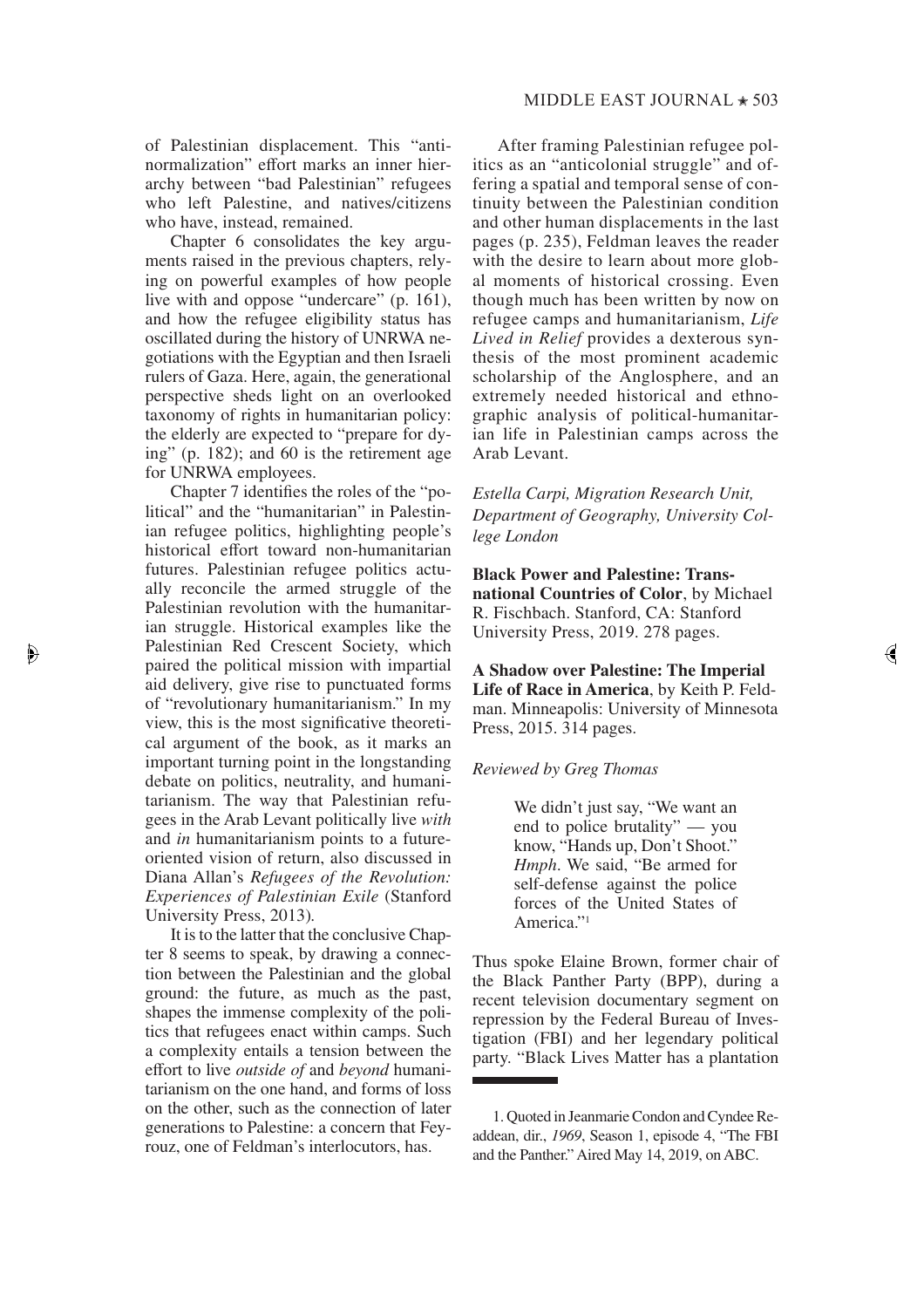of Palestinian displacement. This "anti-normalization" effort marks an inner hierarchy between "bad Palestinian" refugees who left Palestine, and natives/citizens who have, instead, remained.

Chapter 6 consolidates the key arguments raised in the previous chapters, relying on powerful examples of how people live with and oppose "undercare" (p. 161), and how the refugee eligibility status has oscillated during the history of UNRWA negotiations with the Egyptian and then Israeli rulers of Gaza. Here, again, the generational perspective sheds light on an overlooked taxonomy of rights in humanitarian policy: the elderly are expected to "prepare for dying" (p. 182); and 60 is the retirement age for UNRWA employees.

Chapter 7 identifies the roles of the "political" and the "humanitarian" in Palestinian refugee politics, highlighting people's historical effort toward non-humanitarian futures. Palestinian refugee politics actually reconcile the armed struggle of the Palestinian revolution with the humanitarian struggle. Historical examples like the Palestinian Red Crescent Society, which paired the political mission with impartial aid delivery, give rise to punctuated forms of "revolutionary humanitarianism." In my view, this is the most significative theoretical argument of the book, as it marks an important turning point in the longstanding debate on politics, neutrality, and humanitarianism. The way that Palestinian refugees in the Arab Levant politically live *with* and *in* humanitarianism points to a future-oriented vision of return, also discussed in Diana Allan's *Refugees of the Revolution: Experiences of Palestinian Exile* (Stanford University Press, 2013).

It is to the latter that the conclusive Chapter 8 seems to speak, by drawing a connection between the Palestinian and the global ground: the future, as much as the past, shapes the immense complexity of the politics that refugees enact within camps. Such a complexity entails a tension between the effort to live *outside of* and *beyond* humanitarianism on the one hand, and forms of loss on the other, such as the connection of later generations to Palestine: a concern that Feyrouz, one of Feldman's interlocutors, has.

After framing Palestinian refugee politics as an "anticolonial struggle" and offering a spatial and temporal sense of continuity between the Palestinian condition and other human displacements in the last pages (p. 235), Feldman leaves the reader with the desire to learn about more global moments of historical crossing. Even though much has been written by now on refugee camps and humanitarianism, *Life Lived in Relief* provides a dexterous synthesis of the most prominent academic scholarship of the Anglosphere, and an extremely needed historical and ethnographic analysis of political-humanitarian life in Palestinian camps across the Arab Levant.

*Estella Carpi, Migration Research Unit, Department of Geography, University College London*

**Black Power and Palestine: Transnational Countries of Color**, by Michael R. Fischbach. Stanford, CA: Stanford University Press, 2019. 278 pages.

**A Shadow over Palestine: The Imperial Life of Race in America**, by Keith P. Feldman. Minneapolis: University of Minnesota Press, 2015. 314 pages.

*Reviewed by Greg Thomas*

> We didn't just say, "We want an end to police brutality" — you know, "Hands up, Don't Shoot." *Hmph*. We said, "Be armed for self-defense against the police forces of the United States of America."[1]

Thus spoke Elaine Brown, former chair of the Black Panther Party (BPP), during a recent television documentary segment on repression by the Federal Bureau of Investigation (FBI) and her legendary political party. "Black Lives Matter has a plantation

1. Quoted in Jeanmarie Condon and Cyndee Readdean, dir., *1969*, Season 1, episode 4, "The FBI and the Panther." Aired May 14, 2019, on ABC.